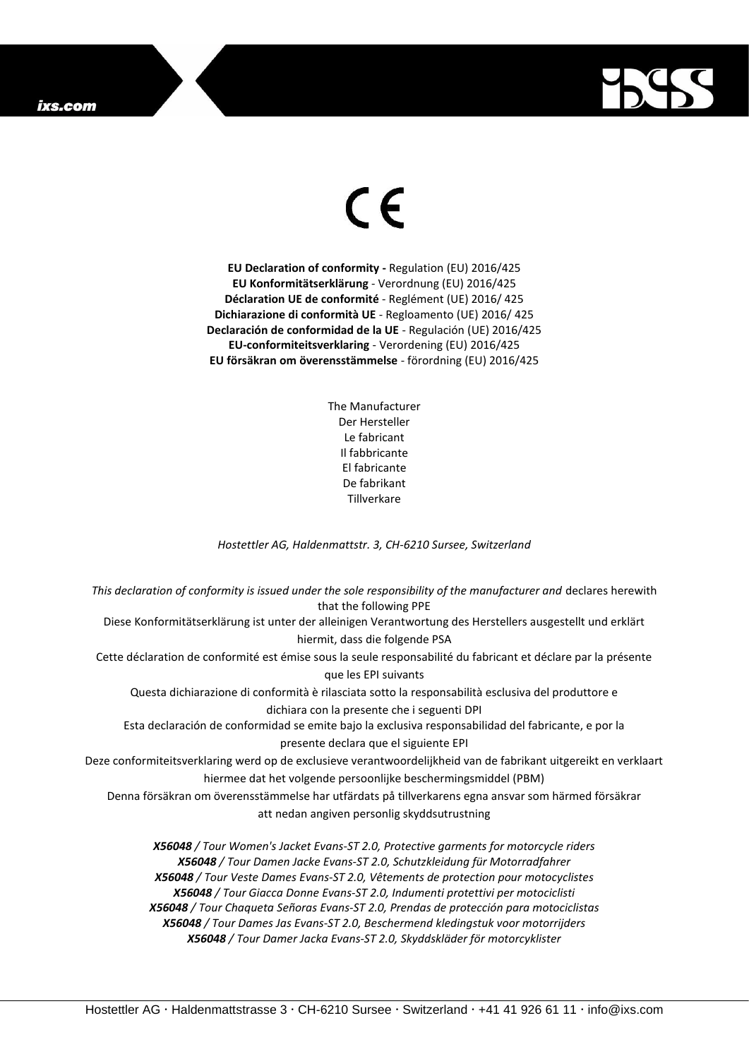CE

**EU Declaration of conformity -** Regulation (EU) 2016/425
**EU Konformitätserklärung** - Verordnung (EU) 2016/425
**Déclaration UE de conformité** - Reglément (UE) 2016/ 425
**Dichiarazione di conformità UE** - Regloamento (UE) 2016/ 425
**Declaración de conformidad de la UE** - Regulación (UE) 2016/425
**EU-conformiteitsverklaring** - Verordening (EU) 2016/425
**EU försäkran om överensstämmelse** - förordning (EU) 2016/425

The Manufacturer
Der Hersteller
Le fabricant
Il fabbricante
El fabricante
De fabrikant
Tillverkare

*Hostettler AG, Haldenmattstr. 3, CH-6210 Sursee, Switzerland*

*This declaration of conformity is issued under the sole responsibility of the manufacturer and* declares herewith that the following PPE
Diese Konformitätserklärung ist unter der alleinigen Verantwortung des Herstellers ausgestellt und erklärt hiermit, dass die folgende PSA
Cette déclaration de conformité est émise sous la seule responsabilité du fabricant et déclare par la présente que les EPI suivants
Questa dichiarazione di conformità è rilasciata sotto la responsabilità esclusiva del produttore e dichiara con la presente che i seguenti DPI
Esta declaración de conformidad se emite bajo la exclusiva responsabilidad del fabricante, e por la presente declara que el siguiente EPI
Deze conformiteitsverklaring werd op de exclusieve verantwoordelijkheid van de fabrikant uitgereikt en verklaart hiermee dat het volgende persoonlijke beschermingsmiddel (PBM)
Denna försäkran om överensstämmelse har utfärdats på tillverkarens egna ansvar som härmed försäkrar att nedan angiven personlig skyddsutrustning

***X56048*** */ Tour Women's Jacket Evans-ST 2.0, Protective garments for motorcycle riders*
***X56048*** */ Tour Damen Jacke Evans-ST 2.0, Schutzkleidung für Motorradfahrer*
***X56048*** */ Tour Veste Dames Evans-ST 2.0, Vêtements de protection pour motocyclistes*
***X56048*** */ Tour Giacca Donne Evans-ST 2.0, Indumenti protettivi per motociclisti*
***X56048*** */ Tour Chaqueta Señoras Evans-ST 2.0, Prendas de protección para motociclistas*
***X56048*** */ Tour Dames Jas Evans-ST 2.0, Beschermend kledingstuk voor motorrijders*
***X56048*** */ Tour Damer Jacka Evans-ST 2.0, Skyddskläder för motorcyklister*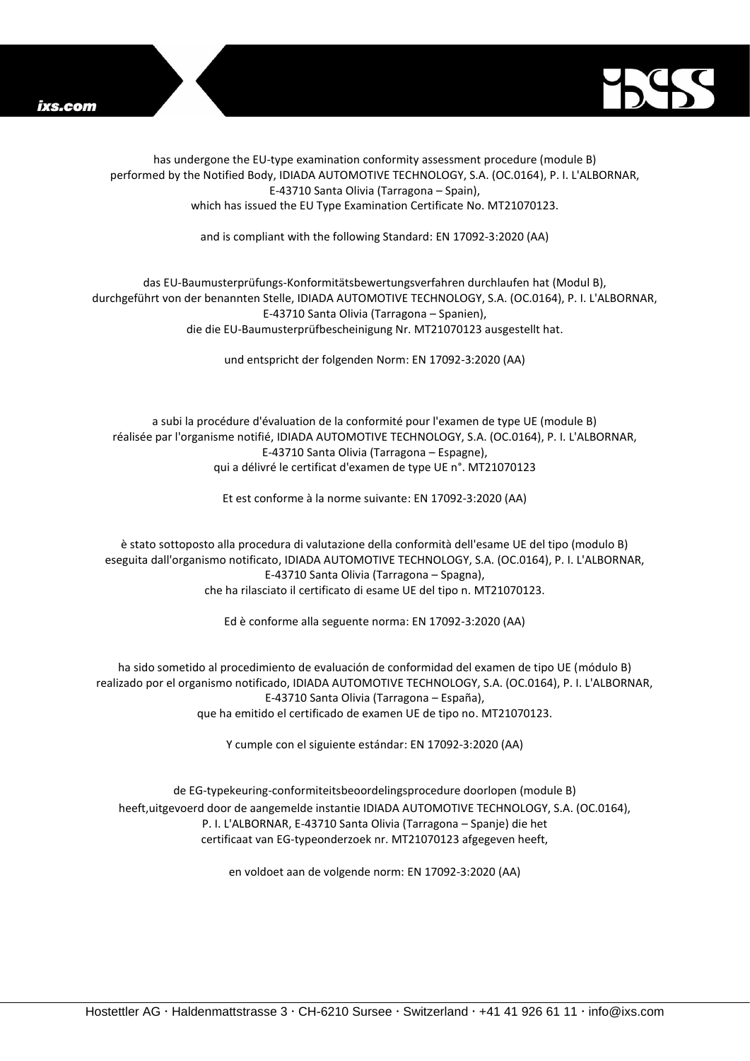has undergone the EU-type examination conformity assessment procedure (module B)
performed by the Notified Body, IDIADA AUTOMOTIVE TECHNOLOGY, S.A. (OC.0164), P. I. L'ALBORNAR,
E-43710 Santa Olivia (Tarragona – Spain),
which has issued the EU Type Examination Certificate No. MT21070123.

and is compliant with the following Standard: EN 17092-3:2020 (AA)

das EU-Baumusterprüfungs-Konformitätsbewertungsverfahren durchlaufen hat (Modul B),
durchgeführt von der benannten Stelle, IDIADA AUTOMOTIVE TECHNOLOGY, S.A. (OC.0164), P. I. L'ALBORNAR,
E-43710 Santa Olivia (Tarragona – Spanien),
die die EU-Baumusterprüfbescheinigung Nr. MT21070123 ausgestellt hat.

und entspricht der folgenden Norm: EN 17092-3:2020 (AA)

a subi la procédure d'évaluation de la conformité pour l'examen de type UE (module B)
réalisée par l'organisme notifié, IDIADA AUTOMOTIVE TECHNOLOGY, S.A. (OC.0164), P. I. L'ALBORNAR,
E-43710 Santa Olivia (Tarragona – Espagne),
qui a délivré le certificat d'examen de type UE n°. MT21070123

Et est conforme à la norme suivante: EN 17092-3:2020 (AA)

è stato sottoposto alla procedura di valutazione della conformità dell'esame UE del tipo (modulo B)
eseguita dall'organismo notificato, IDIADA AUTOMOTIVE TECHNOLOGY, S.A. (OC.0164), P. I. L'ALBORNAR,
E-43710 Santa Olivia (Tarragona – Spagna),
che ha rilasciato il certificato di esame UE del tipo n. MT21070123.

Ed è conforme alla seguente norma: EN 17092-3:2020 (AA)

ha sido sometido al procedimiento de evaluación de conformidad del examen de tipo UE (módulo B)
realizado por el organismo notificado, IDIADA AUTOMOTIVE TECHNOLOGY, S.A. (OC.0164), P. I. L'ALBORNAR,
E-43710 Santa Olivia (Tarragona – España),
que ha emitido el certificado de examen UE de tipo no. MT21070123.

Y cumple con el siguiente estándar: EN 17092-3:2020 (AA)

de EG-typekeuring-conformiteitsbeoordelingsprocedure doorlopen (module B)
heeft,uitgevoerd door de aangemelde instantie IDIADA AUTOMOTIVE TECHNOLOGY, S.A. (OC.0164),
P. I. L'ALBORNAR, E-43710 Santa Olivia (Tarragona – Spanje) die het
certificaat van EG-typeonderzoek nr. MT21070123 afgegeven heeft,

en voldoet aan de volgende norm: EN 17092-3:2020 (AA)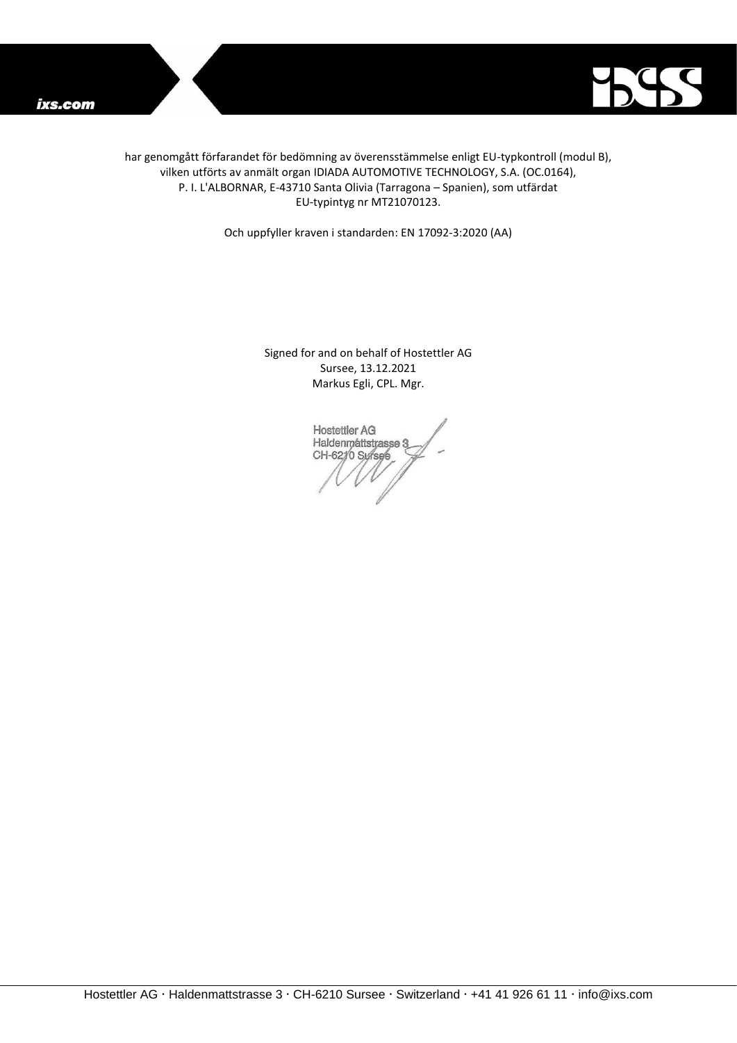har genomgått förfarandet för bedömning av överensstämmelse enligt EU-typkontroll (modul B), vilken utförts av anmält organ IDIADA AUTOMOTIVE TECHNOLOGY, S.A. (OC.0164), P. I. L'ALBORNAR, E-43710 Santa Olivia (Tarragona – Spanien), som utfärdat EU-typintyg nr MT21070123.

Och uppfyller kraven i standarden: EN 17092-3:2020 (AA)

Signed for and on behalf of Hostettler AG
Sursee, 13.12.2021
Markus Egli, CPL. Mgr.

Hostettler AG
Haldenmattstrasse 3
CH-6210 Sursee